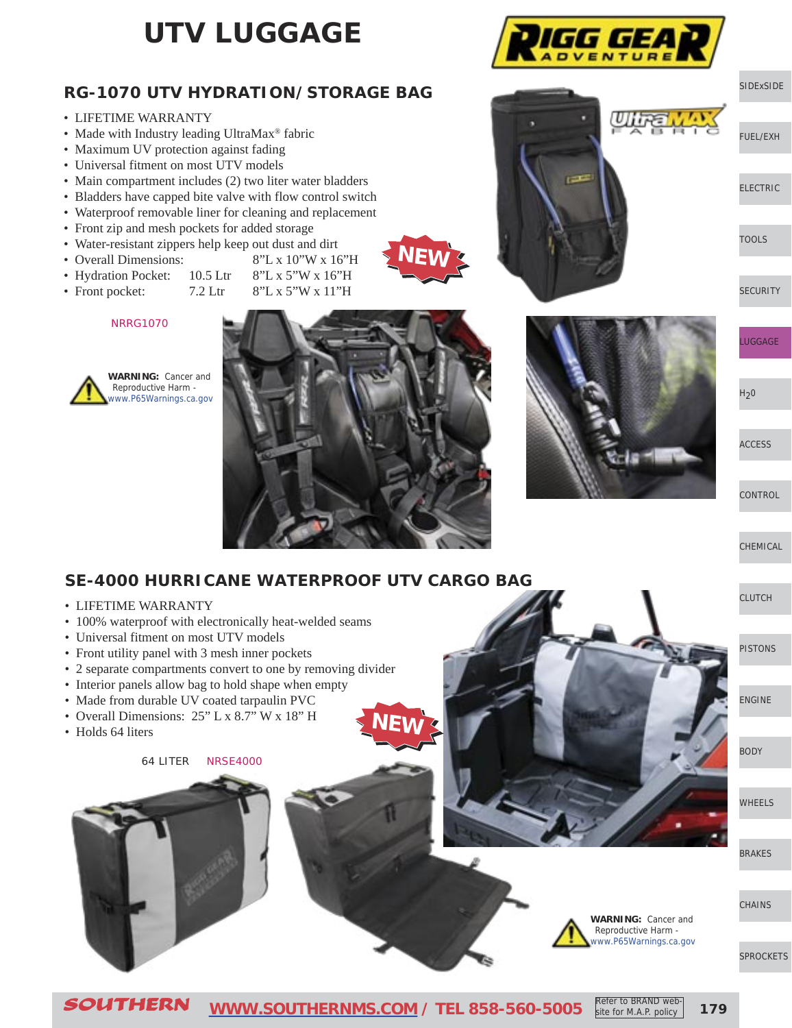# UTV LUGGAGE

## RG-1070 UTV HYDRATION/STORAGE BAG

- LIFETIME WARRANTY
- Made with Industry leading UltraMax® fabric
- Maximum UV protection against fading
- Universal fitment on most UTV models
- Main compartment includes (2) two liter water bladders
- Bladders have capped bite valve with flow control switch
- Waterproof removable liner for cleaning and replacement
- Front zip and mesh pockets for added storage
- Water-resistant zippers help keep out dust and dirt
- Overall Dimensions: 8"L x 10"W x 16"H
- Hydration Pocket: 10.5 Ltr 8"L x 5"W x 16"H
- Front pocket: 7.2 Ltr 8"L x 5"W x 11"H

NEW

NRRG1070

**WARNING:** Cancer and Reproductive Harm - www.P65Warnings.ca.gov

## SE-4000 HURRICANE WATERPROOF UTV CARGO BAG

- LIFETIME WARRANTY
- 100% waterproof with electronically heat-welded seams
- Universal fitment on most UTV models
- Front utility panel with 3 mesh inner pockets
- 2 separate compartments convert to one by removing divider
- Interior panels allow bag to hold shape when empty
- Made from durable UV coated tarpaulin PVC
- Overall Dimensions: 25" L x 8.7" W x 18" H
- Holds 64 liters

NEW

64 LITER NRSE4000

**WARNING:** Cancer and Reproductive Harm - www.P65Warnings.ca.gov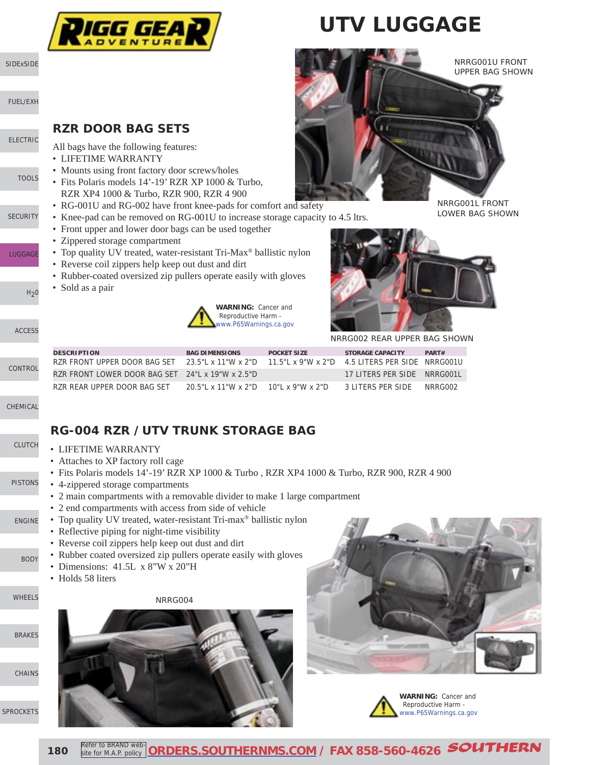# UTV LUGGAGE

NRRG001U FRONT UPPER BAG SHOWN

NRRG001L FRONT LOWER BAG SHOWN

NRRG002 REAR UPPER BAG SHOWN

## RZR DOOR BAG SETS

All bags have the following features:

- LIFETIME WARRANTY
- Mounts using front factory door screws/holes
- Fits Polaris models 14'-19' RZR XP 1000 & Turbo, RZR XP4 1000 & Turbo, RZR 900, RZR 4 900
- RG-001U and RG-002 have front knee-pads for comfort and safety
- Knee-pad can be removed on RG-001U to increase storage capacity to 4.5 ltrs.
- Front upper and lower door bags can be used together
- Zippered storage compartment
- Top quality UV treated, water-resistant Tri-Max® ballistic nylon
- Reverse coil zippers help keep out dust and dirt
- Rubber-coated oversized zip pullers operate easily with gloves
- Sold as a pair

**WARNING:** Cancer and Reproductive Harm - www.P65Warnings.ca.gov

| DESCRIPTION | BAG DIMENSIONS | POCKET SIZE | STORAGE CAPACITY | PART# |
|---|---|---|---|---|
| RZR FRONT UPPER DOOR BAG SET | 23.5"L x 11"W x 2"D | 11.5"L x 9"W x 2"D | 4.5 LITERS PER SIDE | NRRG001U |
| RZR FRONT LOWER DOOR BAG SET | 24"L x 19"W x 2.5"D | | 17 LITERS PER SIDE | NRRG001L |
| RZR REAR UPPER DOOR BAG SET | 20.5"L x 11"W x 2"D | 10"L x 9"W x 2"D | 3 LITERS PER SIDE | NRRG002 |

## RG-004 RZR / UTV TRUNK STORAGE BAG

- LIFETIME WARRANTY
- Attaches to XP factory roll cage
- Fits Polaris models 14'-19' RZR XP 1000 & Turbo , RZR XP4 1000 & Turbo, RZR 900, RZR 4 900
- 4-zippered storage compartments
- 2 main compartments with a removable divider to make 1 large compartment
- 2 end compartments with access from side of vehicle
- Top quality UV treated, water-resistant Tri-max® ballistic nylon
- Reflective piping for night-time visibility
- Reverse coil zippers help keep out dust and dirt
- Rubber coated oversized zip pullers operate easily with gloves
- Dimensions: 41.5L x 8"W x 20"H
- Holds 58 liters

NRRG004

**WARNING:** Cancer and Reproductive Harm - www.P65Warnings.ca.gov

Refer to BRAND website for M.A.P. policy | ORDERS.SOUTHERNMS.COM / FAX 858-560-4626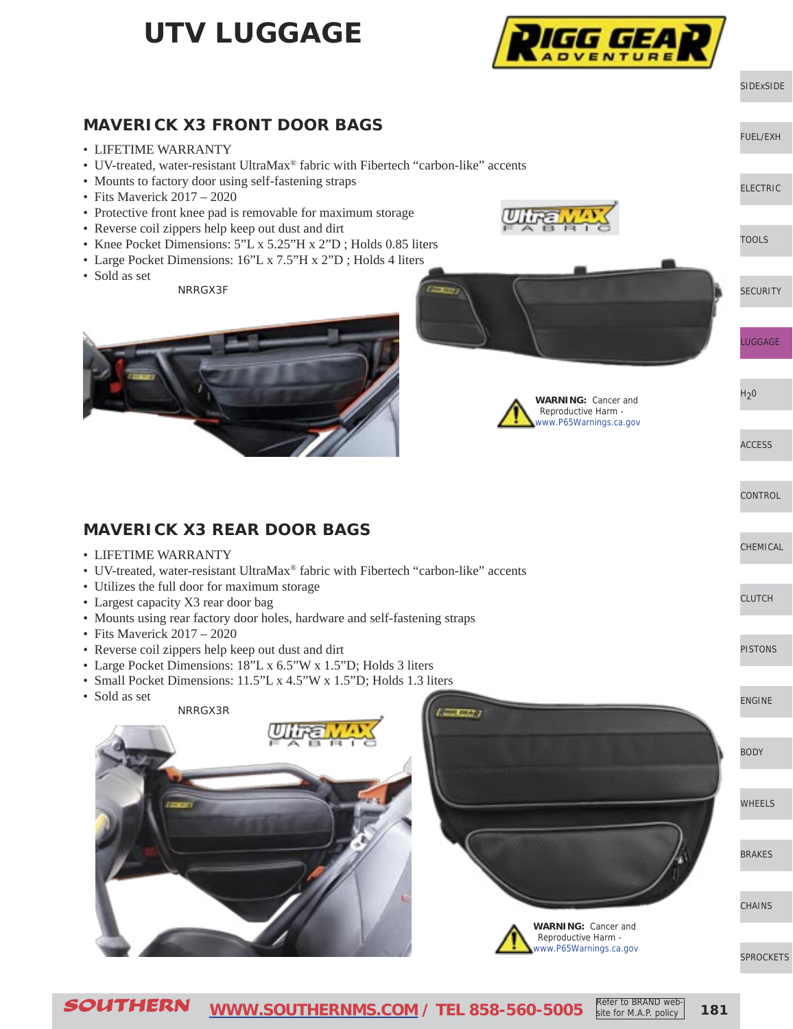# UTV LUGGAGE

## MAVERICK X3 FRONT DOOR BAGS

- LIFETIME WARRANTY
- UV-treated, water-resistant UltraMax® fabric with Fibertech "carbon-like" accents
- Mounts to factory door using self-fastening straps
- Fits Maverick 2017 – 2020
- Protective front knee pad is removable for maximum storage
- Reverse coil zippers help keep out dust and dirt
- Knee Pocket Dimensions: 5"L x 5.25"H x 2"D ; Holds 0.85 liters
- Large Pocket Dimensions: 16"L x 7.5"H x 2"D ; Holds 4 liters
- Sold as set

NRRGX3F

**WARNING:** Cancer and Reproductive Harm - www.P65Warnings.ca.gov

## MAVERICK X3 REAR DOOR BAGS

- LIFETIME WARRANTY
- UV-treated, water-resistant UltraMax® fabric with Fibertech "carbon-like" accents
- Utilizes the full door for maximum storage
- Largest capacity X3 rear door bag
- Mounts using rear factory door holes, hardware and self-fastening straps
- Fits Maverick 2017 – 2020
- Reverse coil zippers help keep out dust and dirt
- Large Pocket Dimensions: 18"L x 6.5"W x 1.5"D; Holds 3 liters
- Small Pocket Dimensions: 11.5"L x 4.5"W x 1.5"D; Holds 1.3 liters
- Sold as set

NRRGX3R

**WARNING:** Cancer and Reproductive Harm - www.P65Warnings.ca.gov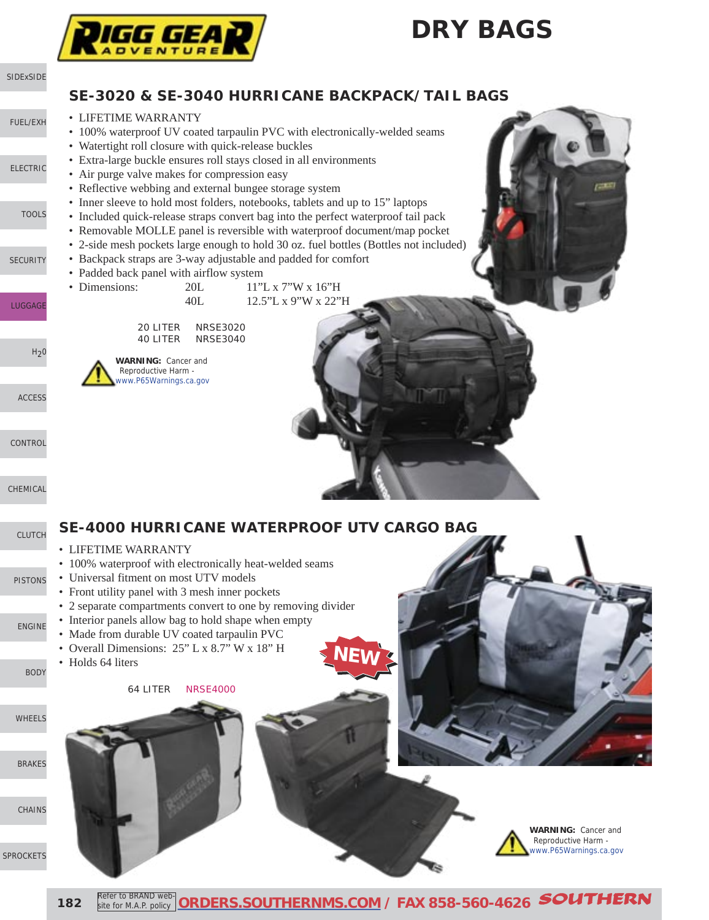# DRY BAGS

## SE-3020 & SE-3040 HURRICANE BACKPACK/TAIL BAGS

- LIFETIME WARRANTY
- 100% waterproof UV coated tarpaulin PVC with electronically-welded seams
- Watertight roll closure with quick-release buckles
- Extra-large buckle ensures roll stays closed in all environments
- Air purge valve makes for compression easy
- Reflective webbing and external bungee storage system
- Inner sleeve to hold most folders, notebooks, tablets and up to 15" laptops
- Included quick-release straps convert bag into the perfect waterproof tail pack
- Removable MOLLE panel is reversible with waterproof document/map pocket
- 2-side mesh pockets large enough to hold 30 oz. fuel bottles (Bottles not included)
- Backpack straps are 3-way adjustable and padded for comfort
- Padded back panel with airflow system
- Dimensions:

| | |
|---|---|
| 20L | 11"L x 7"W x 16"H |
| 40L | 12.5"L x 9"W x 22"H |

| | |
|---|---|
| 20 LITER | NRSE3020 |
| 40 LITER | NRSE3040 |

**WARNING:** Cancer and Reproductive Harm - www.P65Warnings.ca.gov

## SE-4000 HURRICANE WATERPROOF UTV CARGO BAG

NEW

- LIFETIME WARRANTY
- 100% waterproof with electronically heat-welded seams
- Universal fitment on most UTV models
- Front utility panel with 3 mesh inner pockets
- 2 separate compartments convert to one by removing divider
- Interior panels allow bag to hold shape when empty
- Made from durable UV coated tarpaulin PVC
- Overall Dimensions: 25" L x 8.7" W x 18" H
- Holds 64 liters

| | |
|---|---|
| 64 LITER | NRSE4000 |

**WARNING:** Cancer and Reproductive Harm - www.P65Warnings.ca.gov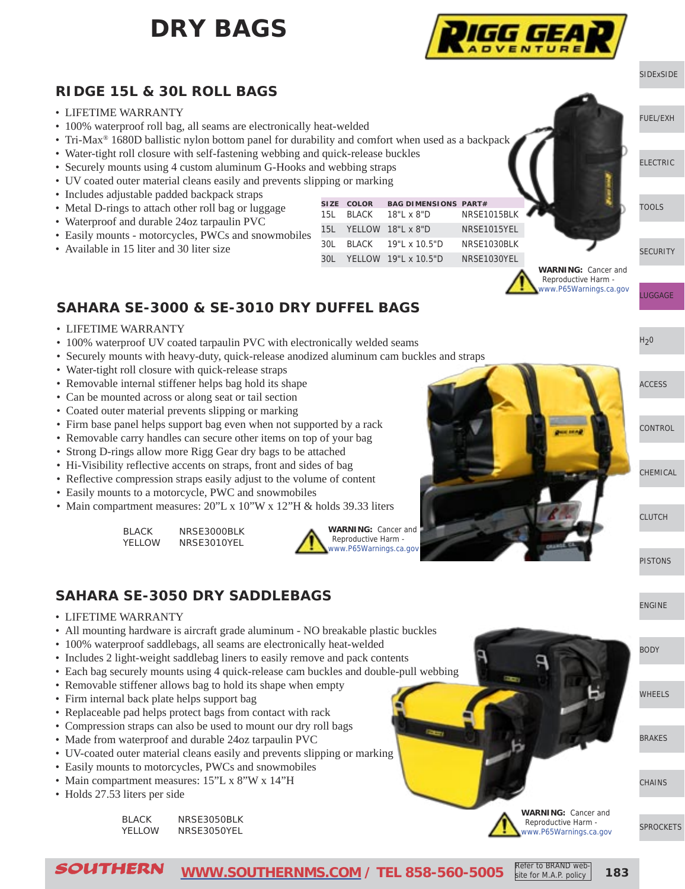# DRY BAGS

## RIDGE 15L & 30L ROLL BAGS

- LIFETIME WARRANTY
- 100% waterproof roll bag, all seams are electronically heat-welded
- Tri-Max® 1680D ballistic nylon bottom panel for durability and comfort when used as a backpack
- Water-tight roll closure with self-fastening webbing and quick-release buckles
- Securely mounts using 4 custom aluminum G-Hooks and webbing straps
- UV coated outer material cleans easily and prevents slipping or marking
- Includes adjustable padded backpack straps
- Metal D-rings to attach other roll bag or luggage
- Waterproof and durable 24oz tarpaulin PVC
- Easily mounts - motorcycles, PWCs and snowmobiles
- Available in 15 liter and 30 liter size

| SIZE | COLOR | BAG DIMENSIONS | PART# |
|---|---|---|---|
| 15L | BLACK | 18"L x 8"D | NRSE1015BLK |
| 15L | YELLOW | 18"L x 8"D | NRSE1015YEL |
| 30L | BLACK | 19"L x 10.5"D | NRSE1030BLK |
| 30L | YELLOW | 19"L x 10.5"D | NRSE1030YEL |

**WARNING:** Cancer and Reproductive Harm - www.P65Warnings.ca.gov

## SAHARA SE-3000 & SE-3010 DRY DUFFEL BAGS

- LIFETIME WARRANTY
- 100% waterproof UV coated tarpaulin PVC with electronically welded seams
- Securely mounts with heavy-duty, quick-release anodized aluminum cam buckles and straps
- Water-tight roll closure with quick-release straps
- Removable internal stiffener helps bag hold its shape
- Can be mounted across or along seat or tail section
- Coated outer material prevents slipping or marking
- Firm base panel helps support bag even when not supported by a rack
- Removable carry handles can secure other items on top of your bag
- Strong D-rings allow more Rigg Gear dry bags to be attached
- Hi-Visibility reflective accents on straps, front and sides of bag
- Reflective compression straps easily adjust to the volume of content
- Easily mounts to a motorcycle, PWC and snowmobiles
- Main compartment measures: 20"L x 10"W x 12"H & holds 39.33 liters

| | |
|---|---|
| BLACK | NRSE3000BLK |
| YELLOW | NRSE3010YEL |

**WARNING:** Cancer and Reproductive Harm - www.P65Warnings.ca.gov

## SAHARA SE-3050 DRY SADDLEBAGS

- LIFETIME WARRANTY
- All mounting hardware is aircraft grade aluminum - NO breakable plastic buckles
- 100% waterproof saddlebags, all seams are electronically heat-welded
- Includes 2 light-weight saddlebag liners to easily remove and pack contents
- Each bag securely mounts using 4 quick-release cam buckles and double-pull webbing
- Removable stiffener allows bag to hold its shape when empty
- Firm internal back plate helps support bag
- Replaceable pad helps protect bags from contact with rack
- Compression straps can also be used to mount our dry roll bags
- Made from waterproof and durable 24oz tarpaulin PVC
- UV-coated outer material cleans easily and prevents slipping or marking
- Easily mounts to motorcycles, PWCs and snowmobiles
- Main compartment measures: 15"L x 8"W x 14"H
- Holds 27.53 liters per side

| | |
|---|---|
| BLACK | NRSE3050BLK |
| YELLOW | NRSE3050YEL |

**WARNING:** Cancer and Reproductive Harm - www.P65Warnings.ca.gov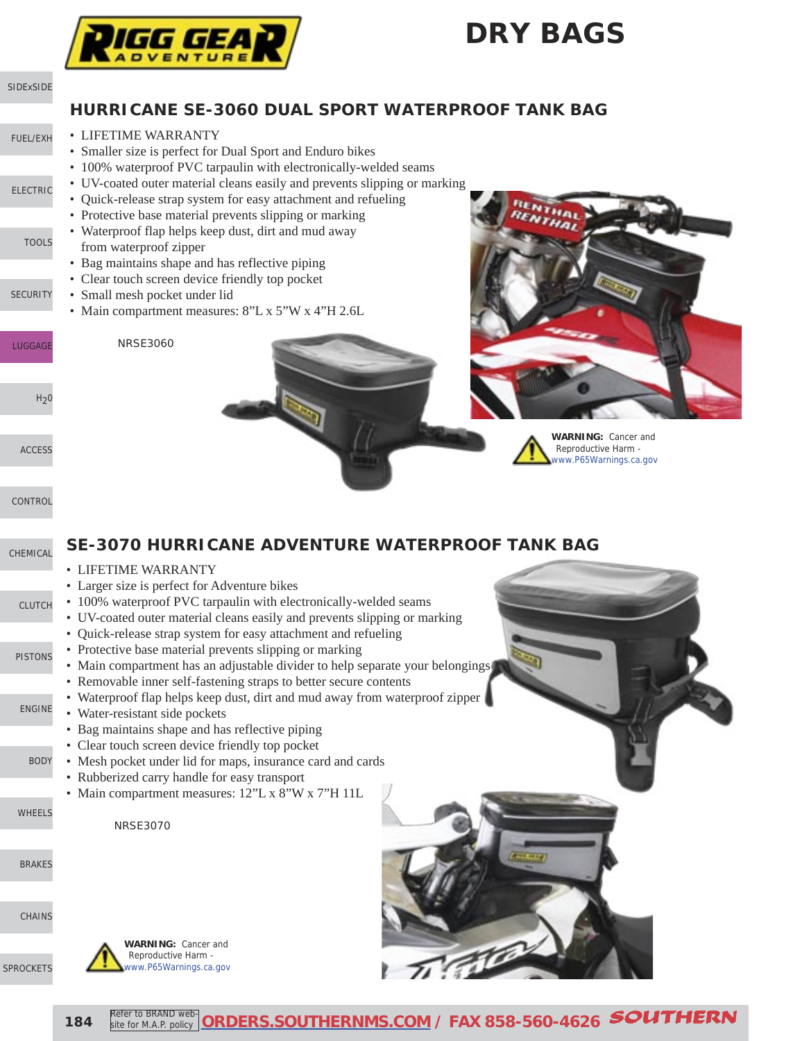# DRY BAGS

## HURRICANE SE-3060 DUAL SPORT WATERPROOF TANK BAG

- LIFETIME WARRANTY
- Smaller size is perfect for Dual Sport and Enduro bikes
- 100% waterproof PVC tarpaulin with electronically-welded seams
- UV-coated outer material cleans easily and prevents slipping or marking
- Quick-release strap system for easy attachment and refueling
- Protective base material prevents slipping or marking
- Waterproof flap helps keep dust, dirt and mud away from waterproof zipper
- Bag maintains shape and has reflective piping
- Clear touch screen device friendly top pocket
- Small mesh pocket under lid
- Main compartment measures: 8"L x 5"W x 4"H 2.6L

NRSE3060

**WARNING:** Cancer and Reproductive Harm - www.P65Warnings.ca.gov

## SE-3070 HURRICANE ADVENTURE WATERPROOF TANK BAG

- LIFETIME WARRANTY
- Larger size is perfect for Adventure bikes
- 100% waterproof PVC tarpaulin with electronically-welded seams
- UV-coated outer material cleans easily and prevents slipping or marking
- Quick-release strap system for easy attachment and refueling
- Protective base material prevents slipping or marking
- Main compartment has an adjustable divider to help separate your belongings
- Removable inner self-fastening straps to better secure contents
- Waterproof flap helps keep dust, dirt and mud away from waterproof zipper
- Water-resistant side pockets
- Bag maintains shape and has reflective piping
- Clear touch screen device friendly top pocket
- Mesh pocket under lid for maps, insurance card and cards
- Rubberized carry handle for easy transport
- Main compartment measures: 12"L x 8"W x 7"H 11L

NRSE3070

**WARNING:** Cancer and Reproductive Harm - www.P65Warnings.ca.gov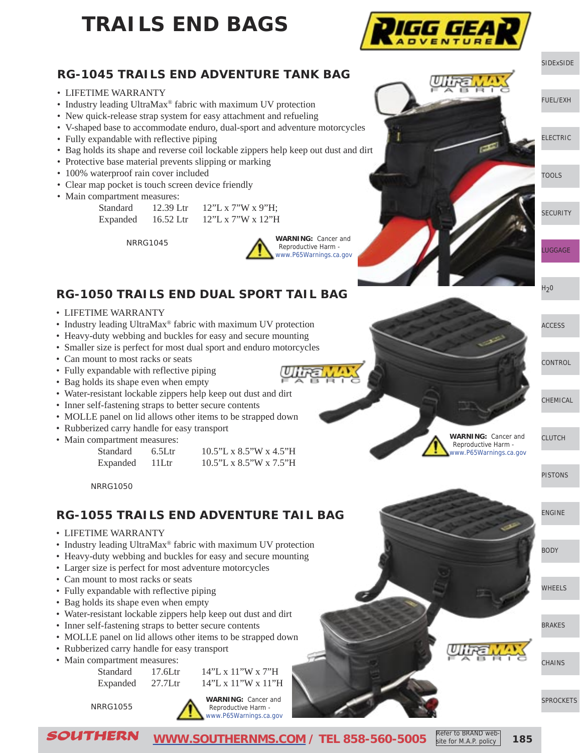# TRAILS END BAGS

## RG-1045 TRAILS END ADVENTURE TANK BAG

- LIFETIME WARRANTY
- Industry leading UltraMax® fabric with maximum UV protection
- New quick-release strap system for easy attachment and refueling
- V-shaped base to accommodate enduro, dual-sport and adventure motorcycles
- Fully expandable with reflective piping
- Bag holds its shape and reverse coil lockable zippers help keep out dust and dirt
- Protective base material prevents slipping or marking
- 100% waterproof rain cover included
- Clear map pocket is touch screen device friendly
- Main compartment measures:

| | | |
|---|---|---|
| Standard | 12.39 Ltr | 12"L x 7"W x 9"H; |
| Expanded | 16.52 Ltr | 12"L x 7"W x 12"H |

NRRG1045

**WARNING:** Cancer and Reproductive Harm - www.P65Warnings.ca.gov

## RG-1050 TRAILS END DUAL SPORT TAIL BAG

- LIFETIME WARRANTY
- Industry leading UltraMax® fabric with maximum UV protection
- Heavy-duty webbing and buckles for easy and secure mounting
- Smaller size is perfect for most dual sport and enduro motorcycles
- Can mount to most racks or seats
- Fully expandable with reflective piping
- Bag holds its shape even when empty
- Water-resistant lockable zippers help keep out dust and dirt
- Inner self-fastening straps to better secure contents
- MOLLE panel on lid allows other items to be strapped down
- Rubberized carry handle for easy transport
- Main compartment measures:

| | | |
|---|---|---|
| Standard | 6.5Ltr | 10.5"L x 8.5"W x 4.5"H |
| Expanded | 11Ltr | 10.5"L x 8.5"W x 7.5"H |

NRRG1050

**WARNING:** Cancer and Reproductive Harm - www.P65Warnings.ca.gov

## RG-1055 TRAILS END ADVENTURE TAIL BAG

- LIFETIME WARRANTY
- Industry leading UltraMax® fabric with maximum UV protection
- Heavy-duty webbing and buckles for easy and secure mounting
- Larger size is perfect for most adventure motorcycles
- Can mount to most racks or seats
- Fully expandable with reflective piping
- Bag holds its shape even when empty
- Water-resistant lockable zippers help keep out dust and dirt
- Inner self-fastening straps to better secure contents
- MOLLE panel on lid allows other items to be strapped down
- Rubberized carry handle for easy transport
- Main compartment measures:

| | | |
|---|---|---|
| Standard | 17.6Ltr | 14"L x 11"W x 7"H |
| Expanded | 27.7Ltr | 14"L x 11"W x 11"H |

NRRG1055

**WARNING:** Cancer and Reproductive Harm - www.P65Warnings.ca.gov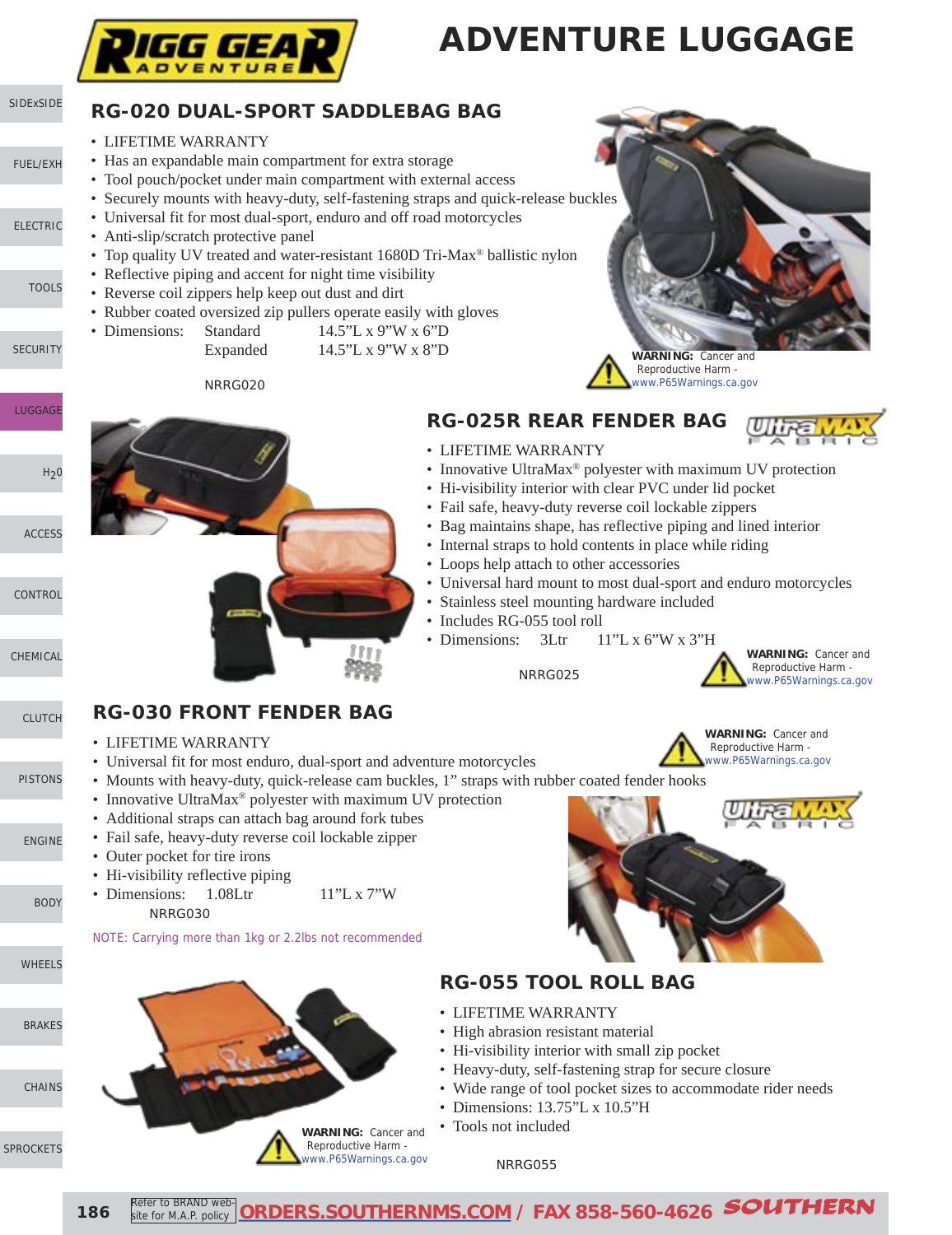# ADVENTURE LUGGAGE

## RG-020 DUAL-SPORT SADDLEBAG BAG

- LIFETIME WARRANTY
- Has an expandable main compartment for extra storage
- Tool pouch/pocket under main compartment with external access
- Securely mounts with heavy-duty, self-fastening straps and quick-release buckles
- Universal fit for most dual-sport, enduro and off road motorcycles
- Anti-slip/scratch protective panel
- Top quality UV treated and water-resistant 1680D Tri-Max® ballistic nylon
- Reflective piping and accent for night time visibility
- Reverse coil zippers help keep out dust and dirt
- Rubber coated oversized zip pullers operate easily with gloves
- Dimensions: Standard 14.5"L x 9"W x 6"D
  Expanded 14.5"L x 9"W x 8"D

NRRG020

**WARNING:** Cancer and Reproductive Harm - www.P65Warnings.ca.gov

## RG-025R REAR FENDER BAG

- LIFETIME WARRANTY
- Innovative UltraMax® polyester with maximum UV protection
- Hi-visibility interior with clear PVC under lid pocket
- Fail safe, heavy-duty reverse coil lockable zippers
- Bag maintains shape, has reflective piping and lined interior
- Internal straps to hold contents in place while riding
- Loops help attach to other accessories
- Universal hard mount to most dual-sport and enduro motorcycles
- Stainless steel mounting hardware included
- Includes RG-055 tool roll
- Dimensions: 3Ltr 11"L x 6"W x 3"H

NRRG025

**WARNING:** Cancer and Reproductive Harm - www.P65Warnings.ca.gov

## RG-030 FRONT FENDER BAG

- LIFETIME WARRANTY
- Universal fit for most enduro, dual-sport and adventure motorcycles
- Mounts with heavy-duty, quick-release cam buckles, 1" straps with rubber coated fender hooks
- Innovative UltraMax® polyester with maximum UV protection
- Additional straps can attach bag around fork tubes
- Fail safe, heavy-duty reverse coil lockable zipper
- Outer pocket for tire irons
- Hi-visibility reflective piping
- Dimensions: 1.08Ltr 11"L x 7"W

NRRG030

NOTE: Carrying more than 1kg or 2.2lbs not recommended

**WARNING:** Cancer and Reproductive Harm - www.P65Warnings.ca.gov

## RG-055 TOOL ROLL BAG

- LIFETIME WARRANTY
- High abrasion resistant material
- Hi-visibility interior with small zip pocket
- Heavy-duty, self-fastening strap for secure closure
- Wide range of tool pocket sizes to accommodate rider needs
- Dimensions: 13.75"L x 10.5"H
- Tools not included

NRRG055

**WARNING:** Cancer and Reproductive Harm - www.P65Warnings.ca.gov

Refer to BRAND web-site for M.A.P. policy | ORDERS.SOUTHERNMS.COM / FAX 858-560-4626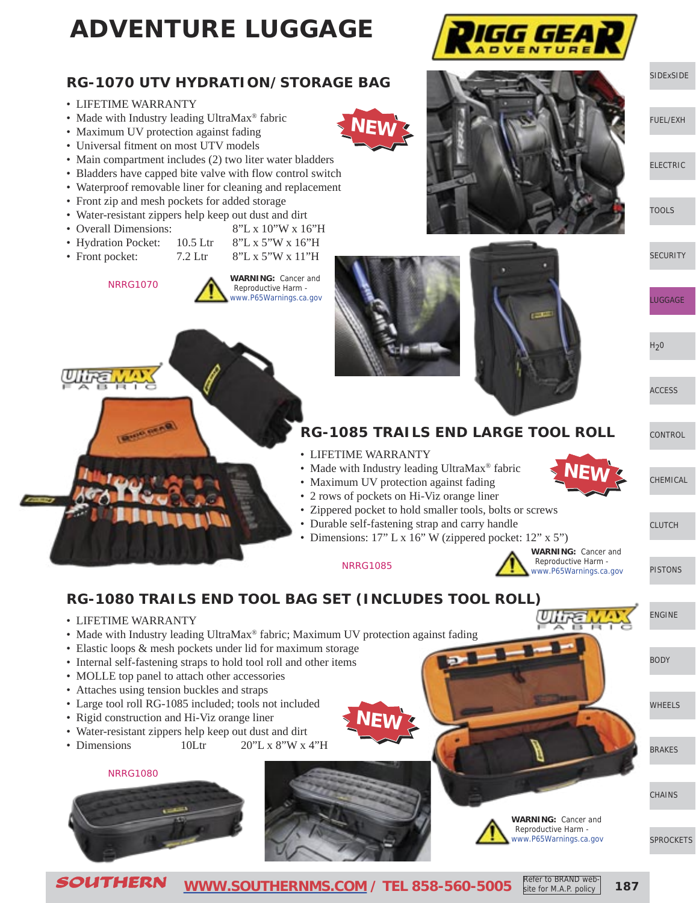# ADVENTURE LUGGAGE

## RG-1070 UTV HYDRATION/STORAGE BAG

- LIFETIME WARRANTY
- Made with Industry leading UltraMax® fabric
- Maximum UV protection against fading
- Universal fitment on most UTV models
- Main compartment includes (2) two liter water bladders
- Bladders have capped bite valve with flow control switch
- Waterproof removable liner for cleaning and replacement
- Front zip and mesh pockets for added storage
- Water-resistant zippers help keep out dust and dirt
- Overall Dimensions: 8"L x 10"W x 16"H
- Hydration Pocket: 10.5 Ltr 8"L x 5"W x 16"H
- Front pocket: 7.2 Ltr 8"L x 5"W x 11"H

NEW

NRRG1070

**WARNING:** Cancer and Reproductive Harm - www.P65Warnings.ca.gov

## RG-1085 TRAILS END LARGE TOOL ROLL

- LIFETIME WARRANTY
- Made with Industry leading UltraMax® fabric
- Maximum UV protection against fading
- 2 rows of pockets on Hi-Viz orange liner
- Zippered pocket to hold smaller tools, bolts or screws
- Durable self-fastening strap and carry handle
- Dimensions: 17" L x 16" W (zippered pocket: 12" x 5")

NEW

NRRG1085

**WARNING:** Cancer and Reproductive Harm - www.P65Warnings.ca.gov

## RG-1080 TRAILS END TOOL BAG SET (INCLUDES TOOL ROLL)

- LIFETIME WARRANTY
- Made with Industry leading UltraMax® fabric; Maximum UV protection against fading
- Elastic loops & mesh pockets under lid for maximum storage
- Internal self-fastening straps to hold tool roll and other items
- MOLLE top panel to attach other accessories
- Attaches using tension buckles and straps
- Large tool roll RG-1085 included; tools not included
- Rigid construction and Hi-Viz orange liner
- Water-resistant zippers help keep out dust and dirt
- Dimensions 10Ltr 20"L x 8"W x 4"H

NEW

NRRG1080

**WARNING:** Cancer and Reproductive Harm - www.P65Warnings.ca.gov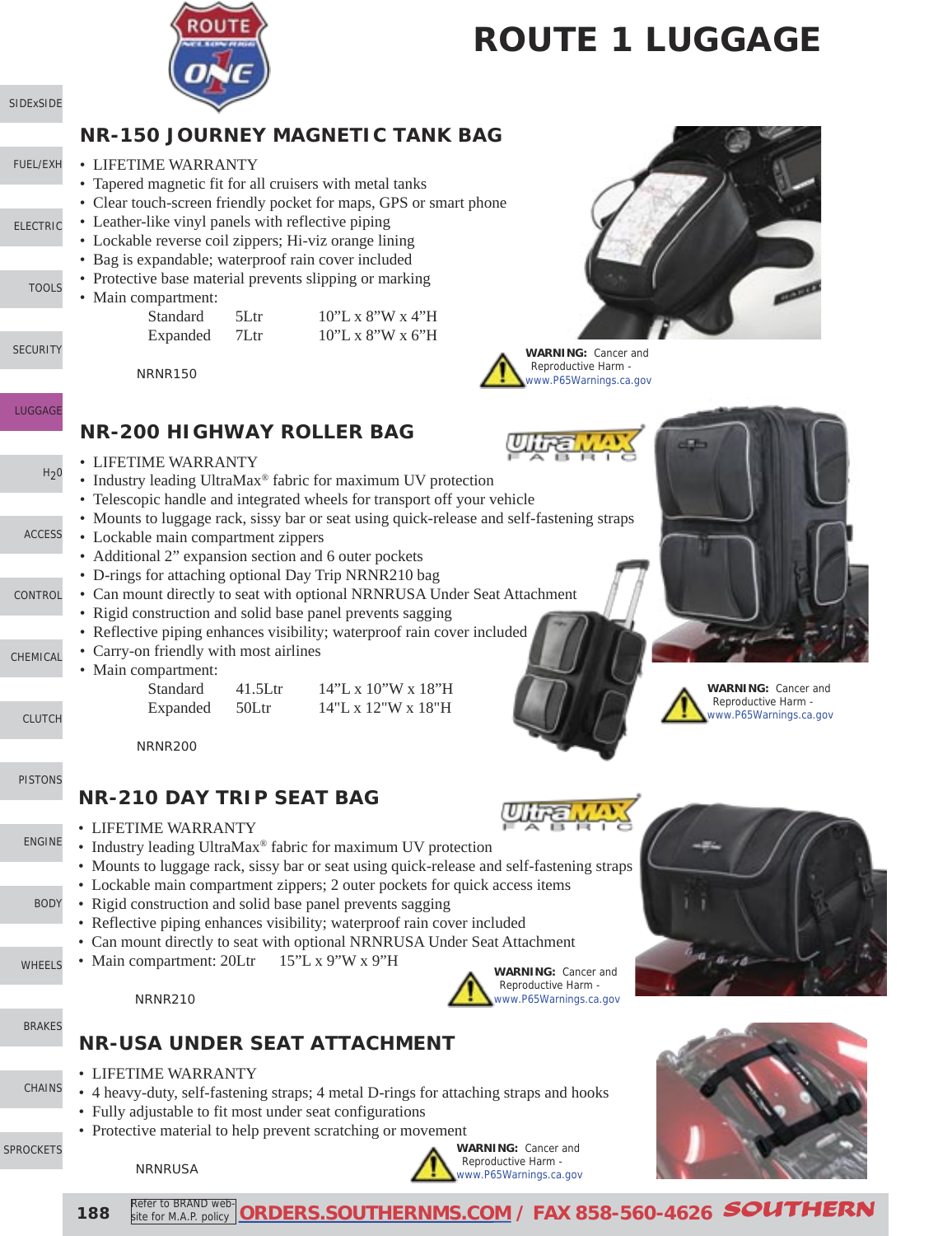# ROUTE 1 LUGGAGE

## NR-150 JOURNEY MAGNETIC TANK BAG

- LIFETIME WARRANTY
- Tapered magnetic fit for all cruisers with metal tanks
- Clear touch-screen friendly pocket for maps, GPS or smart phone
- Leather-like vinyl panels with reflective piping
- Lockable reverse coil zippers; Hi-viz orange lining
- Bag is expandable; waterproof rain cover included
- Protective base material prevents slipping or marking
- Main compartment:

| | | |
|---|---|---|
| Standard | 5Ltr | 10"L x 8"W x 4"H |
| Expanded | 7Ltr | 10"L x 8"W x 6"H |

NRNR150

**WARNING:** Cancer and Reproductive Harm - www.P65Warnings.ca.gov

## NR-200 HIGHWAY ROLLER BAG

- LIFETIME WARRANTY
- Industry leading UltraMax® fabric for maximum UV protection
- Telescopic handle and integrated wheels for transport off your vehicle
- Mounts to luggage rack, sissy bar or seat using quick-release and self-fastening straps
- Lockable main compartment zippers
- Additional 2" expansion section and 6 outer pockets
- D-rings for attaching optional Day Trip NRNR210 bag
- Can mount directly to seat with optional NRNRUSA Under Seat Attachment
- Rigid construction and solid base panel prevents sagging
- Reflective piping enhances visibility; waterproof rain cover included
- Carry-on friendly with most airlines
- Main compartment:

| | | |
|---|---|---|
| Standard | 41.5Ltr | 14"L x 10"W x 18"H |
| Expanded | 50Ltr | 14"L x 12"W x 18"H |

NRNR200

**WARNING:** Cancer and Reproductive Harm - www.P65Warnings.ca.gov

## NR-210 DAY TRIP SEAT BAG

- LIFETIME WARRANTY
- Industry leading UltraMax® fabric for maximum UV protection
- Mounts to luggage rack, sissy bar or seat using quick-release and self-fastening straps
- Lockable main compartment zippers; 2 outer pockets for quick access items
- Rigid construction and solid base panel prevents sagging
- Reflective piping enhances visibility; waterproof rain cover included
- Can mount directly to seat with optional NRNRUSA Under Seat Attachment
- Main compartment: 20Ltr 15"L x 9"W x 9"H

NRNR210

**WARNING:** Cancer and Reproductive Harm - www.P65Warnings.ca.gov

## NR-USA UNDER SEAT ATTACHMENT

- LIFETIME WARRANTY
- 4 heavy-duty, self-fastening straps; 4 metal D-rings for attaching straps and hooks
- Fully adjustable to fit most under seat configurations
- Protective material to help prevent scratching or movement

NRNRUSA

**WARNING:** Cancer and Reproductive Harm - www.P65Warnings.ca.gov

Refer to BRAND website for M.A.P. policy **ORDERS.SOUTHERNMS.COM / FAX 858-560-4626**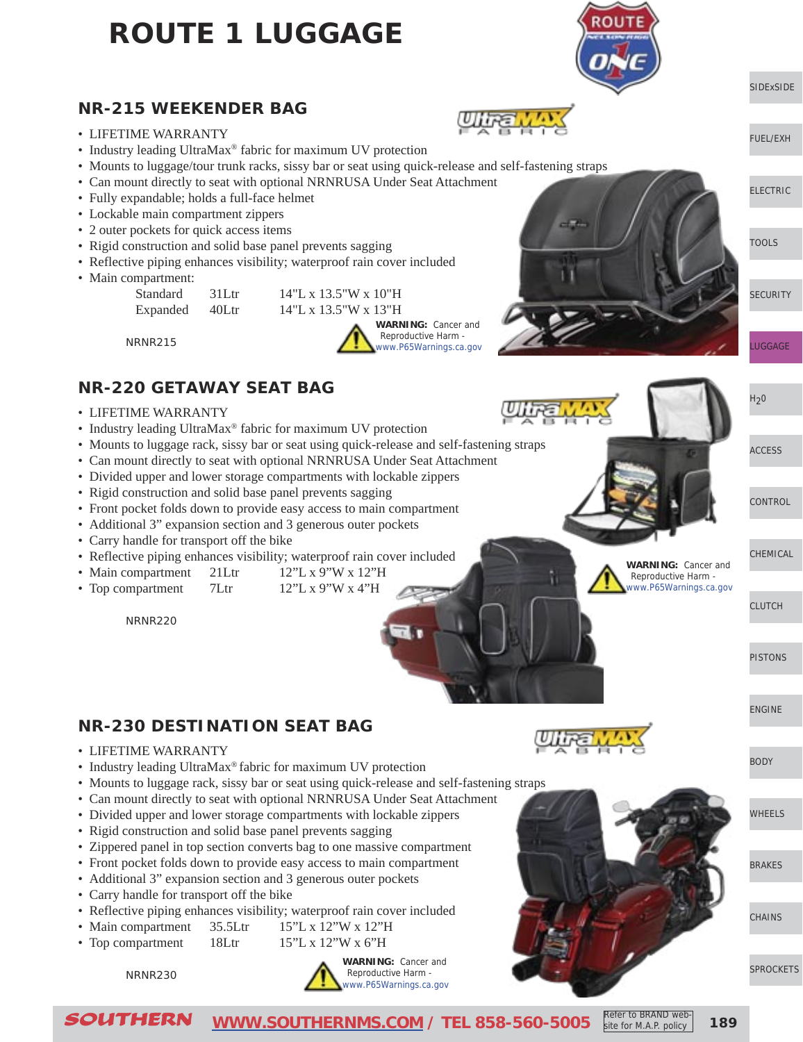# ROUTE 1 LUGGAGE

## NR-215 WEEKENDER BAG

- LIFETIME WARRANTY
- Industry leading UltraMax® fabric for maximum UV protection
- Mounts to luggage/tour trunk racks, sissy bar or seat using quick-release and self-fastening straps
- Can mount directly to seat with optional NRNRUSA Under Seat Attachment
- Fully expandable; holds a full-face helmet
- Lockable main compartment zippers
- 2 outer pockets for quick access items
- Rigid construction and solid base panel prevents sagging
- Reflective piping enhances visibility; waterproof rain cover included
- Main compartment:

| | | |
|---|---|---|
| Standard | 31Ltr | 14"L x 13.5"W x 10"H |
| Expanded | 40Ltr | 14"L x 13.5"W x 13"H |

NRNR215

**WARNING:** Cancer and Reproductive Harm - www.P65Warnings.ca.gov

## NR-220 GETAWAY SEAT BAG

- LIFETIME WARRANTY
- Industry leading UltraMax® fabric for maximum UV protection
- Mounts to luggage rack, sissy bar or seat using quick-release and self-fastening straps
- Can mount directly to seat with optional NRNRUSA Under Seat Attachment
- Divided upper and lower storage compartments with lockable zippers
- Rigid construction and solid base panel prevents sagging
- Front pocket folds down to provide easy access to main compartment
- Additional 3" expansion section and 3 generous outer pockets
- Carry handle for transport off the bike
- Reflective piping enhances visibility; waterproof rain cover included
- Main compartment 21Ltr 12"L x 9"W x 12"H
- Top compartment 7Ltr 12"L x 9"W x 4"H

NRNR220

**WARNING:** Cancer and Reproductive Harm - www.P65Warnings.ca.gov

## NR-230 DESTINATION SEAT BAG

- LIFETIME WARRANTY
- Industry leading UltraMax® fabric for maximum UV protection
- Mounts to luggage rack, sissy bar or seat using quick-release and self-fastening straps
- Can mount directly to seat with optional NRNRUSA Under Seat Attachment
- Divided upper and lower storage compartments with lockable zippers
- Rigid construction and solid base panel prevents sagging
- Zippered panel in top section converts bag to one massive compartment
- Front pocket folds down to provide easy access to main compartment
- Additional 3" expansion section and 3 generous outer pockets
- Carry handle for transport off the bike
- Reflective piping enhances visibility; waterproof rain cover included
- Main compartment 35.5Ltr 15"L x 12"W x 12"H
- Top compartment 18Ltr 15"L x 12"W x 6"H

NRNR230

**WARNING:** Cancer and Reproductive Harm - www.P65Warnings.ca.gov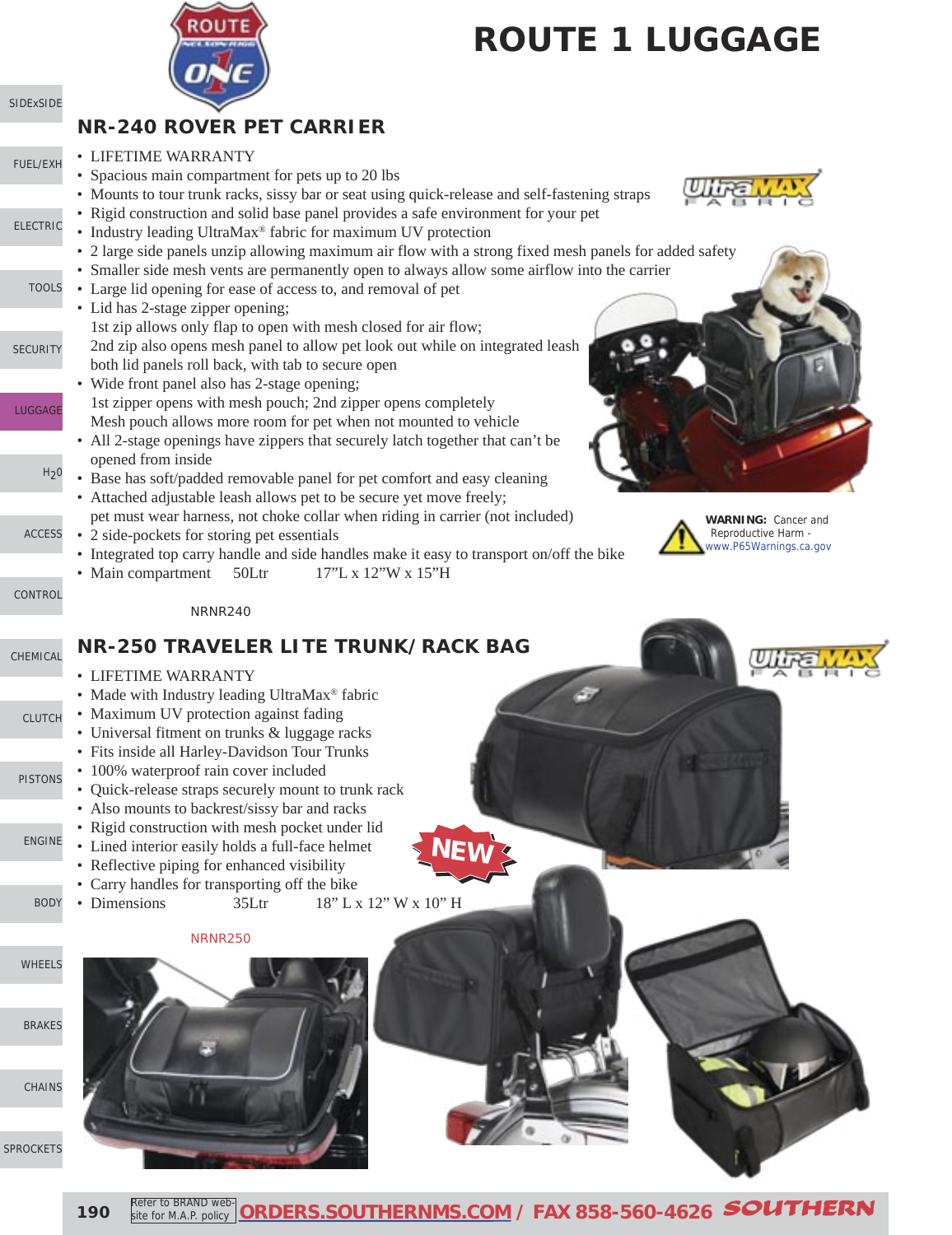# ROUTE 1 LUGGAGE

## NR-240 ROVER PET CARRIER

- LIFETIME WARRANTY
- Spacious main compartment for pets up to 20 lbs
- Mounts to tour trunk racks, sissy bar or seat using quick-release and self-fastening straps
- Rigid construction and solid base panel provides a safe environment for your pet
- Industry leading UltraMax® fabric for maximum UV protection
- 2 large side panels unzip allowing maximum air flow with a strong fixed mesh panels for added safety
- Smaller side mesh vents are permanently open to always allow some airflow into the carrier
- Large lid opening for ease of access to, and removal of pet
- Lid has 2-stage zipper opening;
  1st zip allows only flap to open with mesh closed for air flow;
  2nd zip also opens mesh panel to allow pet look out while on integrated leash
  both lid panels roll back, with tab to secure open
- Wide front panel also has 2-stage opening;
  1st zipper opens with mesh pouch; 2nd zipper opens completely
  Mesh pouch allows more room for pet when not mounted to vehicle
- All 2-stage openings have zippers that securely latch together that can't be opened from inside
- Base has soft/padded removable panel for pet comfort and easy cleaning
- Attached adjustable leash allows pet to be secure yet move freely;
  pet must wear harness, not choke collar when riding in carrier (not included)
- 2 side-pockets for storing pet essentials
- Integrated top carry handle and side handles make it easy to transport on/off the bike
- Main compartment 50Ltr 17"L x 12"W x 15"H

**WARNING:** Cancer and Reproductive Harm - www.P65Warnings.ca.gov

NRNR240

## NR-250 TRAVELER LITE TRUNK/RACK BAG

NEW

- LIFETIME WARRANTY
- Made with Industry leading UltraMax® fabric
- Maximum UV protection against fading
- Universal fitment on trunks & luggage racks
- Fits inside all Harley-Davidson Tour Trunks
- 100% waterproof rain cover included
- Quick-release straps securely mount to trunk rack
- Also mounts to backrest/sissy bar and racks
- Rigid construction with mesh pocket under lid
- Lined interior easily holds a full-face helmet
- Reflective piping for enhanced visibility
- Carry handles for transporting off the bike
- Dimensions 35Ltr 18" L x 12" W x 10" H

NRNR250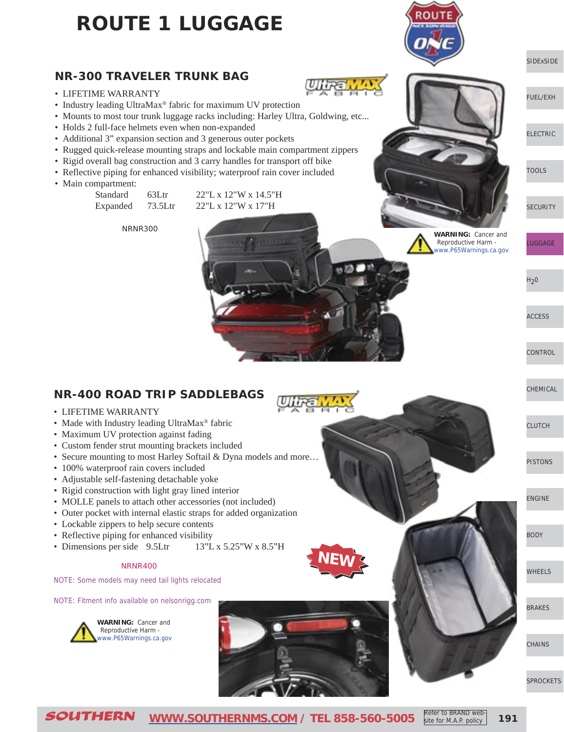# ROUTE 1 LUGGAGE

## NR-300 TRAVELER TRUNK BAG

- LIFETIME WARRANTY
- Industry leading UltraMax® fabric for maximum UV protection
- Mounts to most tour trunk luggage racks including: Harley Ultra, Goldwing, etc...
- Holds 2 full-face helmets even when non-expanded
- Additional 3" expansion section and 3 generous outer pockets
- Rugged quick-release mounting straps and lockable main compartment zippers
- Rigid overall bag construction and 3 carry handles for transport off bike
- Reflective piping for enhanced visibility; waterproof rain cover included
- Main compartment:

| | | |
|---|---|---|
| Standard | 63Ltr | 22"L x 12"W x 14.5"H |
| Expanded | 73.5Ltr | 22"L x 12"W x 17"H |

NRNR300

**WARNING:** Cancer and Reproductive Harm - www.P65Warnings.ca.gov

## NR-400 ROAD TRIP SADDLEBAGS

- LIFETIME WARRANTY
- Made with Industry leading UltraMax® fabric
- Maximum UV protection against fading
- Custom fender strut mounting brackets included
- Secure mounting to most Harley Softail & Dyna models and more…
- 100% waterproof rain covers included
- Adjustable self-fastening detachable yoke
- Rigid construction with light gray lined interior
- MOLLE panels to attach other accessories (not included)
- Outer pocket with internal elastic straps for added organization
- Lockable zippers to help secure contents
- Reflective piping for enhanced visibility
- Dimensions per side 9.5Ltr 13"L x 5.25"W x 8.5"H

NEW

NRNR400

NOTE: Some models may need tail lights relocated

NOTE: Fitment info available on nelsonrigg.com

**WARNING:** Cancer and Reproductive Harm - www.P65Warnings.ca.gov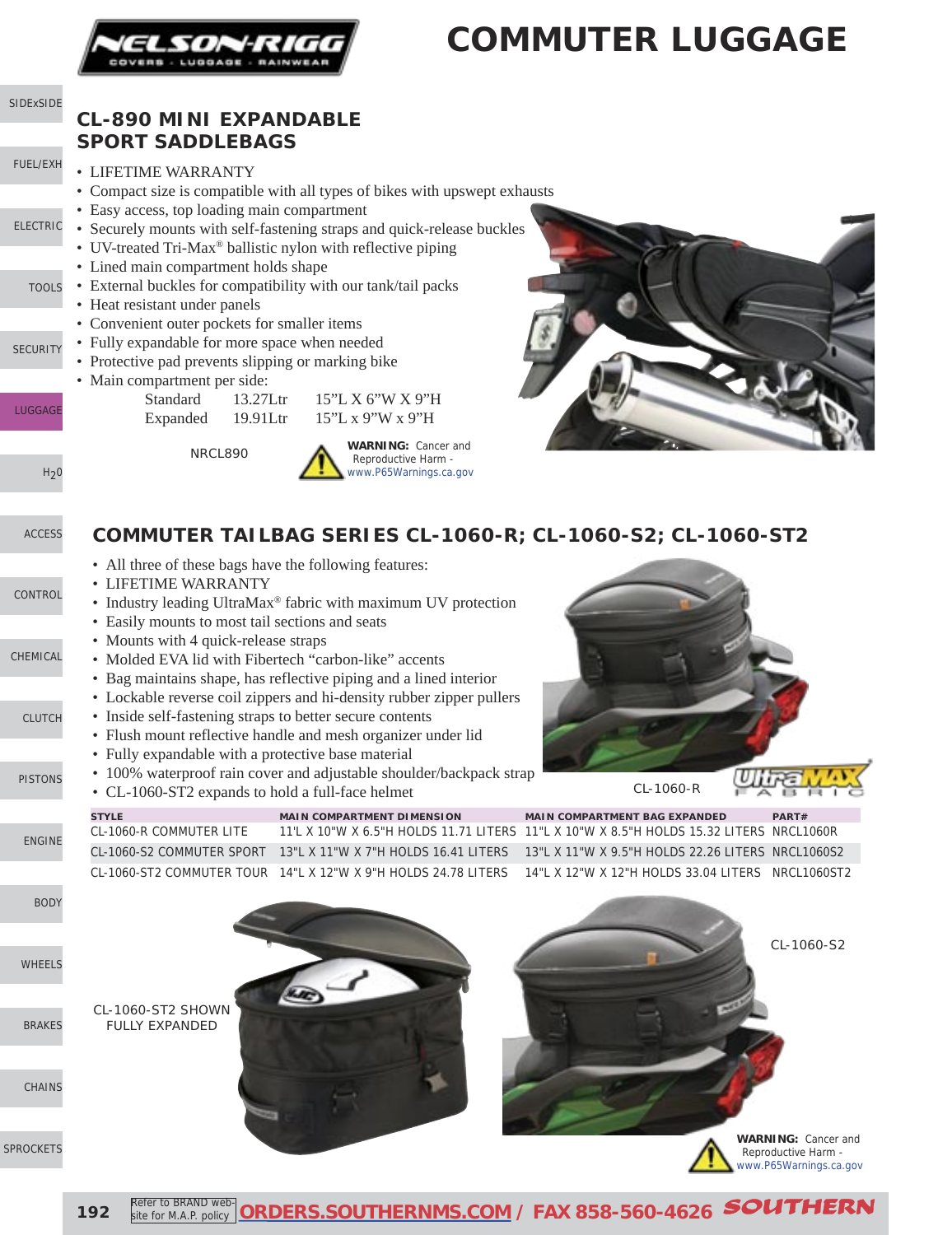# COMMUTER LUGGAGE

## CL-890 MINI EXPANDABLE SPORT SADDLEBAGS

- LIFETIME WARRANTY
- Compact size is compatible with all types of bikes with upswept exhausts
- Easy access, top loading main compartment
- Securely mounts with self-fastening straps and quick-release buckles
- UV-treated Tri-Max® ballistic nylon with reflective piping
- Lined main compartment holds shape
- External buckles for compatibility with our tank/tail packs
- Heat resistant under panels
- Convenient outer pockets for smaller items
- Fully expandable for more space when needed
- Protective pad prevents slipping or marking bike
- Main compartment per side:

| | | |
|---|---|---|
| Standard | 13.27Ltr | 15"L X 6"W X 9"H |
| Expanded | 19.91Ltr | 15"L x 9"W x 9"H |

NRCL890

**WARNING:** Cancer and Reproductive Harm - www.P65Warnings.ca.gov

## COMMUTER TAILBAG SERIES CL-1060-R; CL-1060-S2; CL-1060-ST2

- All three of these bags have the following features:
- LIFETIME WARRANTY
- Industry leading UltraMax® fabric with maximum UV protection
- Easily mounts to most tail sections and seats
- Mounts with 4 quick-release straps
- Molded EVA lid with Fibertech "carbon-like" accents
- Bag maintains shape, has reflective piping and a lined interior
- Lockable reverse coil zippers and hi-density rubber zipper pullers
- Inside self-fastening straps to better secure contents
- Flush mount reflective handle and mesh organizer under lid
- Fully expandable with a protective base material
- 100% waterproof rain cover and adjustable shoulder/backpack strap
- CL-1060-ST2 expands to hold a full-face helmet

CL-1060-R

UltraMAX FABRIC

| STYLE | MAIN COMPARTMENT DIMENSION | MAIN COMPARTMENT BAG EXPANDED | PART# |
|---|---|---|---|
| CL-1060-R COMMUTER LITE | 11'L X 10"W X 6.5"H HOLDS 11.71 LITERS | 11"L X 10"W X 8.5"H HOLDS 15.32 LITERS | NRCL1060R |
| CL-1060-S2 COMMUTER SPORT | 13"L X 11"W X 7"H HOLDS 16.41 LITERS | 13"L X 11"W X 9.5"H HOLDS 22.26 LITERS | NRCL1060S2 |
| CL-1060-ST2 COMMUTER TOUR | 14"L X 12"W X 9"H HOLDS 24.78 LITERS | 14"L X 12"W X 12"H HOLDS 33.04 LITERS | NRCL1060ST2 |

CL-1060-ST2 SHOWN FULLY EXPANDED

CL-1060-S2

**WARNING:** Cancer and Reproductive Harm - www.P65Warnings.ca.gov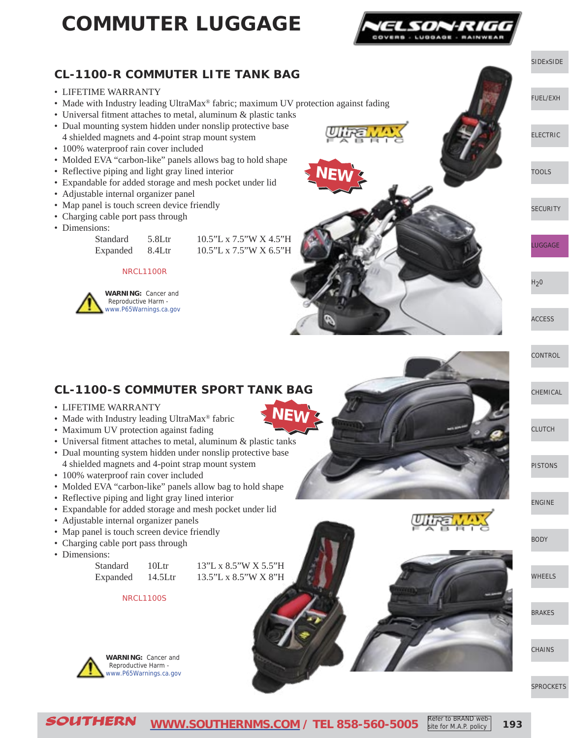# COMMUTER LUGGAGE

## CL-1100-R COMMUTER LITE TANK BAG

- LIFETIME WARRANTY
- Made with Industry leading UltraMax® fabric; maximum UV protection against fading
- Universal fitment attaches to metal, aluminum & plastic tanks
- Dual mounting system hidden under nonslip protective base 4 shielded magnets and 4-point strap mount system
- 100% waterproof rain cover included
- Molded EVA "carbon-like" panels allows bag to hold shape
- Reflective piping and light gray lined interior
- Expandable for added storage and mesh pocket under lid
- Adjustable internal organizer panel
- Map panel is touch screen device friendly
- Charging cable port pass through
- Dimensions:

| | | |
|---|---|---|
| Standard | 5.8Ltr | 10.5"L x 7.5"W X 4.5"H |
| Expanded | 8.4Ltr | 10.5"L x 7.5"W X 6.5"H |

NRCL1100R

NEW

**WARNING:** Cancer and Reproductive Harm - www.P65Warnings.ca.gov

## CL-1100-S COMMUTER SPORT TANK BAG

- LIFETIME WARRANTY
- Made with Industry leading UltraMax® fabric
- Maximum UV protection against fading
- Universal fitment attaches to metal, aluminum & plastic tanks
- Dual mounting system hidden under nonslip protective base 4 shielded magnets and 4-point strap mount system
- 100% waterproof rain cover included
- Molded EVA "carbon-like" panels allow bag to hold shape
- Reflective piping and light gray lined interior
- Expandable for added storage and mesh pocket under lid
- Adjustable internal organizer panels
- Map panel is touch screen device friendly
- Charging cable port pass through
- Dimensions:

| | | |
|---|---|---|
| Standard | 10Ltr | 13"L x 8.5"W X 5.5"H |
| Expanded | 14.5Ltr | 13.5"L x 8.5"W X 8"H |

NRCL1100S

NEW

**WARNING:** Cancer and Reproductive Harm - www.P65Warnings.ca.gov

Refer to BRAND website for M.A.P. policy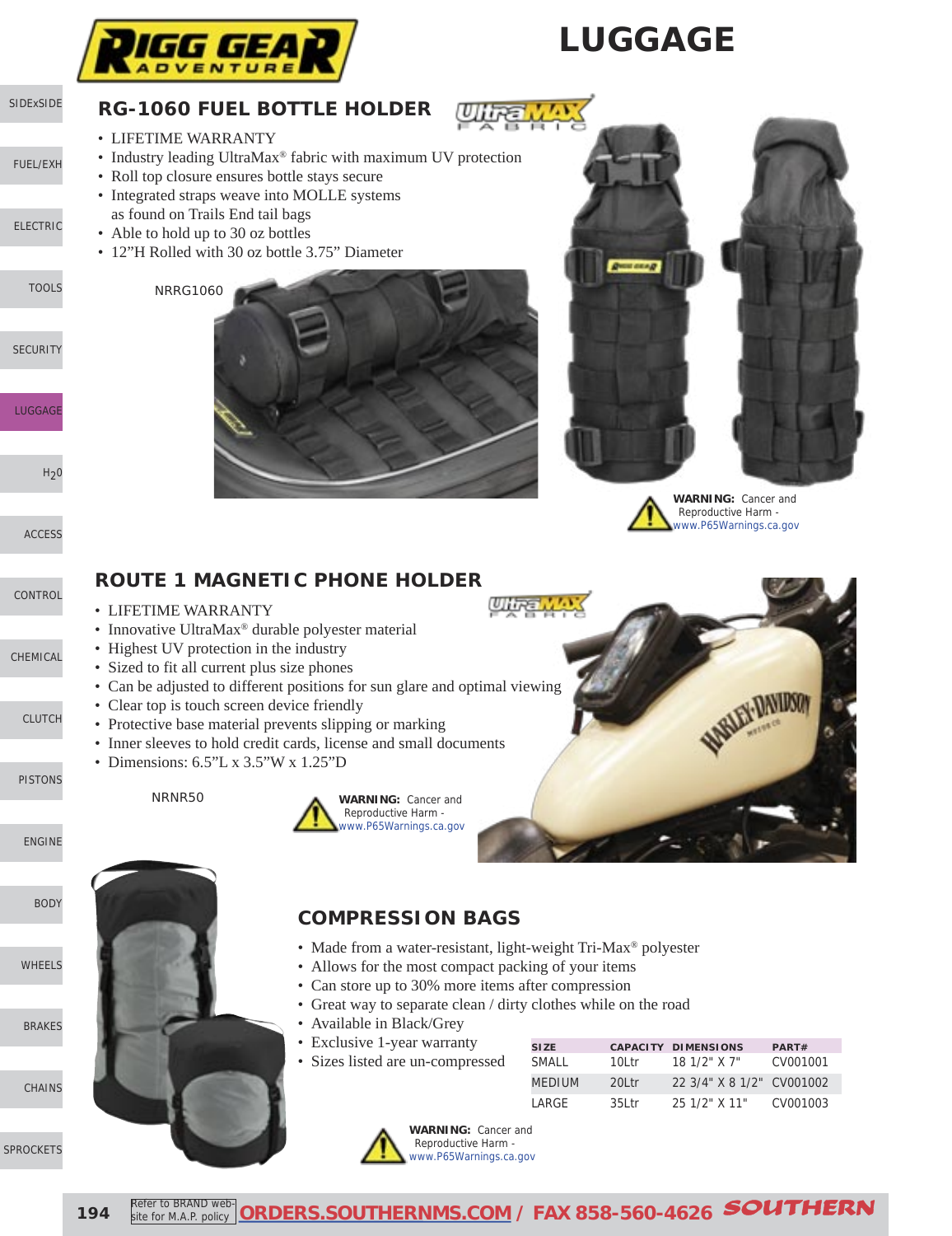# LUGGAGE

## RG-1060 FUEL BOTTLE HOLDER

- LIFETIME WARRANTY
- Industry leading UltraMax® fabric with maximum UV protection
- Roll top closure ensures bottle stays secure
- Integrated straps weave into MOLLE systems as found on Trails End tail bags
- Able to hold up to 30 oz bottles
- 12"H Rolled with 30 oz bottle 3.75" Diameter

NRRG1060

**WARNING:** Cancer and Reproductive Harm - www.P65Warnings.ca.gov

## ROUTE 1 MAGNETIC PHONE HOLDER

- LIFETIME WARRANTY
- Innovative UltraMax® durable polyester material
- Highest UV protection in the industry
- Sized to fit all current plus size phones
- Can be adjusted to different positions for sun glare and optimal viewing
- Clear top is touch screen device friendly
- Protective base material prevents slipping or marking
- Inner sleeves to hold credit cards, license and small documents
- Dimensions: 6.5"L x 3.5"W x 1.25"D

NRNR50

**WARNING:** Cancer and Reproductive Harm - www.P65Warnings.ca.gov

## COMPRESSION BAGS

- Made from a water-resistant, light-weight Tri-Max® polyester
- Allows for the most compact packing of your items
- Can store up to 30% more items after compression
- Great way to separate clean / dirty clothes while on the road
- Available in Black/Grey
- Exclusive 1-year warranty
- Sizes listed are un-compressed

| SIZE | CAPACITY | DIMENSIONS | PART# |
|---|---|---|---|
| SMALL | 10Ltr | 18 1/2" X 7" | CV001001 |
| MEDIUM | 20Ltr | 22 3/4" X 8 1/2" | CV001002 |
| LARGE | 35Ltr | 25 1/2" X 11" | CV001003 |

**WARNING:** Cancer and Reproductive Harm - www.P65Warnings.ca.gov

Refer to BRAND website for M.A.P. policy ORDERS.SOUTHERNMS.COM / FAX 858-560-4626